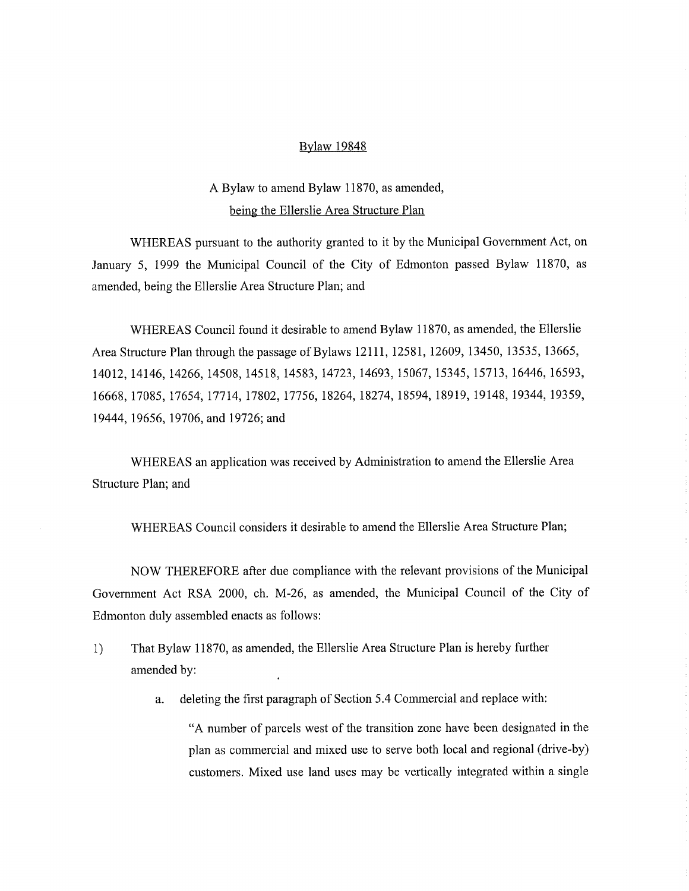Bylaw 19848

A Bylaw to amend Bylaw 11870, as amended, being the Ellerslie Area Structure Plan

WHEREAS pursuant to the authority granted to it by the Municipal Government Act, on January 5, 1999 the Municipal Council of the City of Edmonton passed Bylaw 11870, as amended, being the Ellerslie Area Structure Plan; and

WHEREAS Council found it desirable to amend Bylaw 11870, as amended, the Ellerslie Area Structure Plan through the passage of Bylaws 12111, 12581, 12609, 13450, 13535, 13665, 14012, 14146, 14266, 14508, 14518, 14583, 14723, 14693, 15067, 15345, 15713, 16446, 16593, 16668, 17085, 17654, 17714, 17802, 17756, 18264, 18274, 18594, 18919, 19148, 19344, 19359, 19444, 19656, 19706, and 19726; and

WHEREAS an application was received by Administration to amend the Ellerslie Area Structure Plan; and

WHEREAS Council considers it desirable to amend the Ellerslie Area Structure Plan;

NOW THEREFORE after due compliance with the relevant provisions of the Municipal Government Act RSA 2000, ch. M-26, as amended, the Municipal Council of the City of Edmonton duly assembled enacts as follows:

1) That Bylaw 11870, as amended, the Ellerslie Area Structure Plan is hereby further amended by:

   a. deleting the first paragraph of Section 5.4 Commercial and replace with:

      "A number of parcels west of the transition zone have been designated in the plan as commercial and mixed use to serve both local and regional (drive-by) customers. Mixed use land uses may be vertically integrated within a single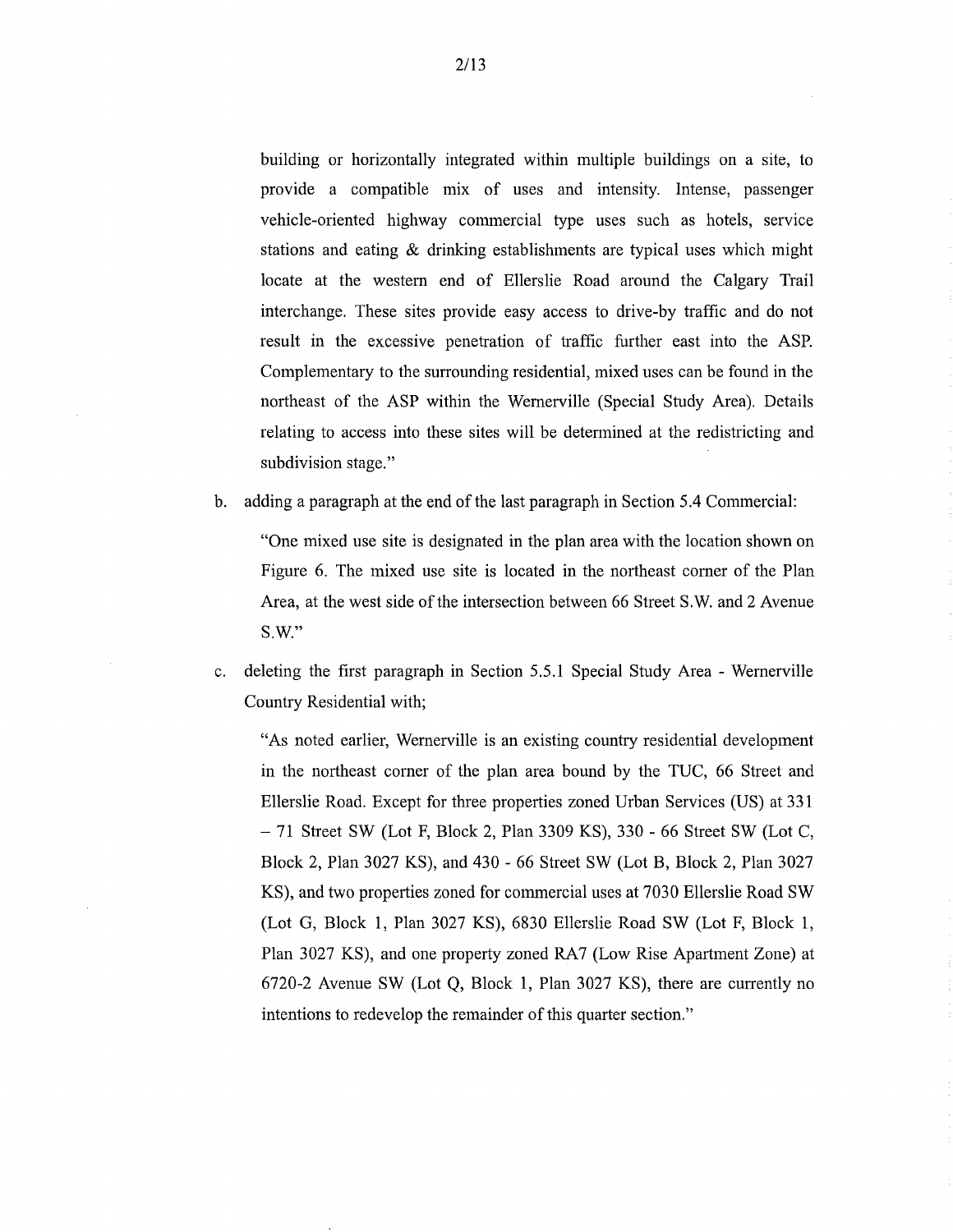building or horizontally integrated within multiple buildings on a site, to provide a compatible mix of uses and intensity. Intense, passenger vehicle-oriented highway commercial type uses such as hotels, service stations and eating & drinking establishments are typical uses which might locate at the western end of Ellerslie Road around the Calgary Trail interchange. These sites provide easy access to drive-by traffic and do not result in the excessive penetration of traffic further east into the ASP. Complementary to the surrounding residential, mixed uses can be found in the northeast of the ASP within the Wernerville (Special Study Area). Details relating to access into these sites will be determined at the redistricting and subdivision stage."

b. adding a paragraph at the end of the last paragraph in Section 5.4 Commercial:

   "One mixed use site is designated in the plan area with the location shown on Figure 6. The mixed use site is located in the northeast corner of the Plan Area, at the west side of the intersection between 66 Street S.W. and 2 Avenue S.W."

c. deleting the first paragraph in Section 5.5.1 Special Study Area - Wernerville Country Residential with;

   "As noted earlier, Wernerville is an existing country residential development in the northeast corner of the plan area bound by the TUC, 66 Street and Ellerslie Road. Except for three properties zoned Urban Services (US) at 331 – 71 Street SW (Lot F, Block 2, Plan 3309 KS), 330 - 66 Street SW (Lot C, Block 2, Plan 3027 KS), and 430 - 66 Street SW (Lot B, Block 2, Plan 3027 KS), and two properties zoned for commercial uses at 7030 Ellerslie Road SW (Lot G, Block 1, Plan 3027 KS), 6830 Ellerslie Road SW (Lot F, Block 1, Plan 3027 KS), and one property zoned RA7 (Low Rise Apartment Zone) at 6720-2 Avenue SW (Lot Q, Block 1, Plan 3027 KS), there are currently no intentions to redevelop the remainder of this quarter section."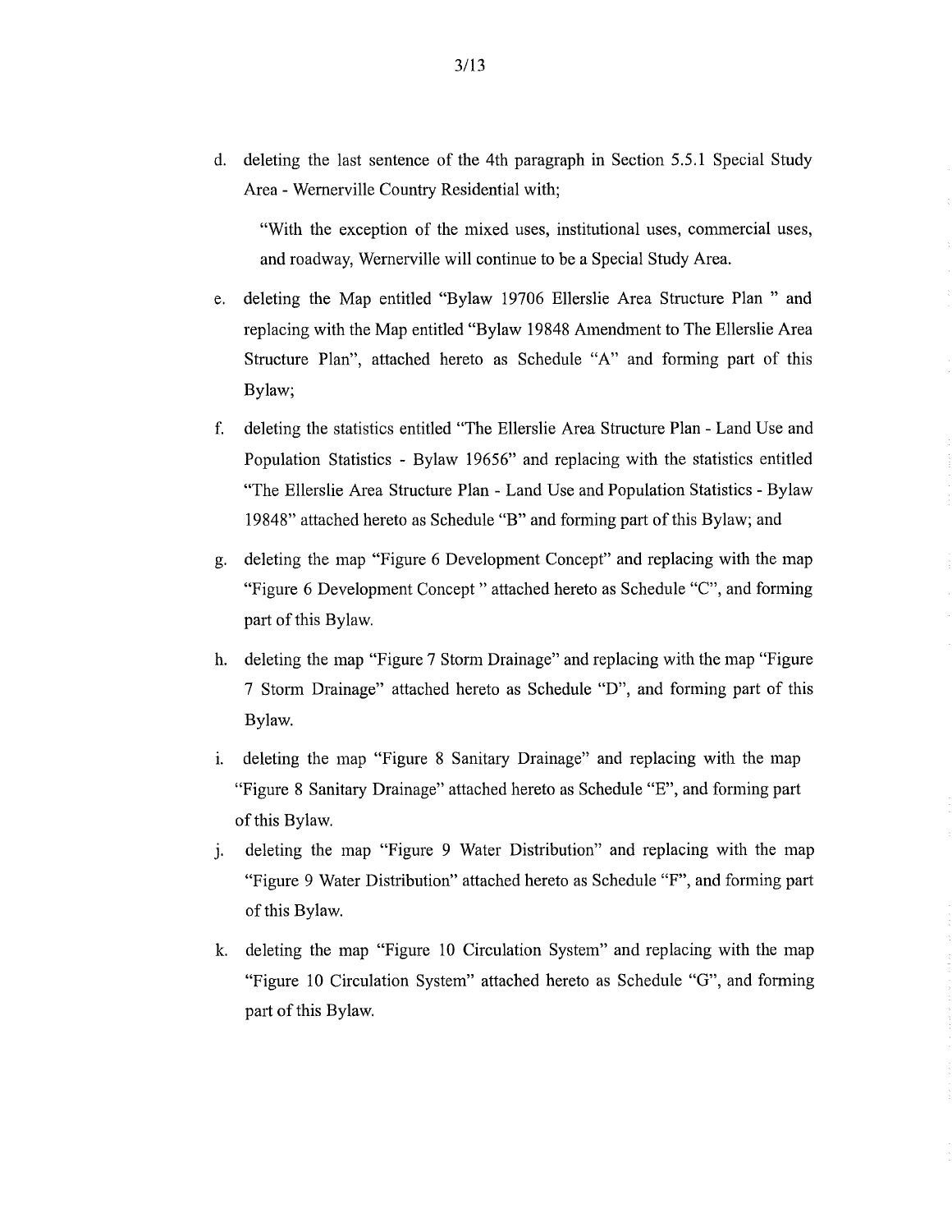d. deleting the last sentence of the 4th paragraph in Section 5.5.1 Special Study Area - Wernerville Country Residential with;

   "With the exception of the mixed uses, institutional uses, commercial uses, and roadway, Wernerville will continue to be a Special Study Area.

e. deleting the Map entitled "Bylaw 19706 Ellerslie Area Structure Plan " and replacing with the Map entitled "Bylaw 19848 Amendment to The Ellerslie Area Structure Plan", attached hereto as Schedule "A" and forming part of this Bylaw;

f. deleting the statistics entitled "The Ellerslie Area Structure Plan - Land Use and Population Statistics - Bylaw 19656" and replacing with the statistics entitled "The Ellerslie Area Structure Plan - Land Use and Population Statistics - Bylaw 19848" attached hereto as Schedule "B" and forming part of this Bylaw; and

g. deleting the map "Figure 6 Development Concept" and replacing with the map "Figure 6 Development Concept " attached hereto as Schedule "C", and forming part of this Bylaw.

h. deleting the map "Figure 7 Storm Drainage" and replacing with the map "Figure 7 Storm Drainage" attached hereto as Schedule "D", and forming part of this Bylaw.

i. deleting the map "Figure 8 Sanitary Drainage" and replacing with the map "Figure 8 Sanitary Drainage" attached hereto as Schedule "E", and forming part of this Bylaw.

j. deleting the map "Figure 9 Water Distribution" and replacing with the map "Figure 9 Water Distribution" attached hereto as Schedule "F", and forming part of this Bylaw.

k. deleting the map "Figure 10 Circulation System" and replacing with the map "Figure 10 Circulation System" attached hereto as Schedule "G", and forming part of this Bylaw.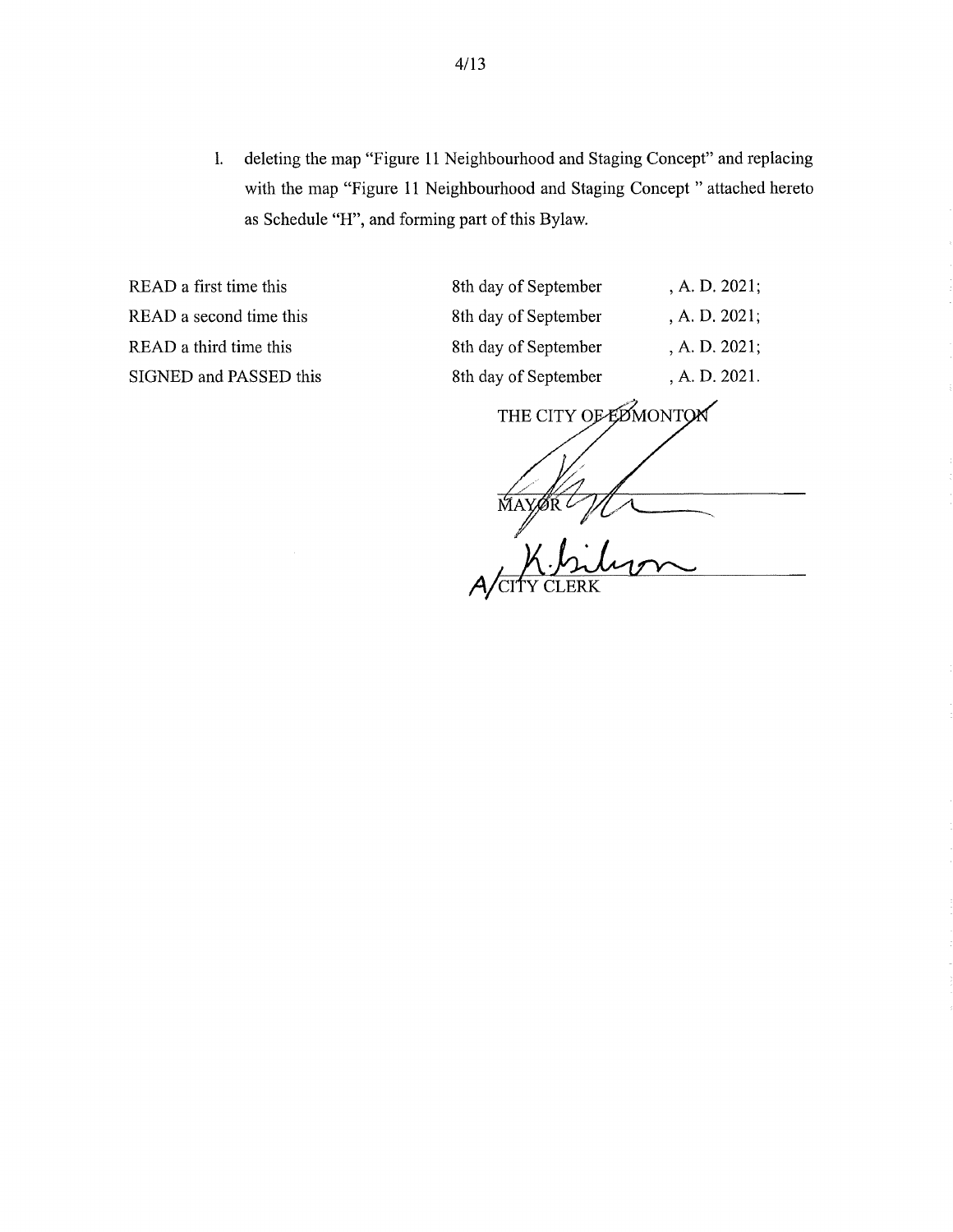l. deleting the map "Figure 11 Neighbourhood and Staging Concept" and replacing with the map "Figure 11 Neighbourhood and Staging Concept " attached hereto as Schedule "H", and forming part of this Bylaw.

| | | |
|---|---|---|
| READ a first time this | 8th day of September | , A. D. 2021; |
| READ a second time this | 8th day of September | , A. D. 2021; |
| READ a third time this | 8th day of September | , A. D. 2021; |
| SIGNED and PASSED this | 8th day of September | , A. D. 2021. |

THE CITY OF EDMONTON

MAYOR

A/CITY CLERK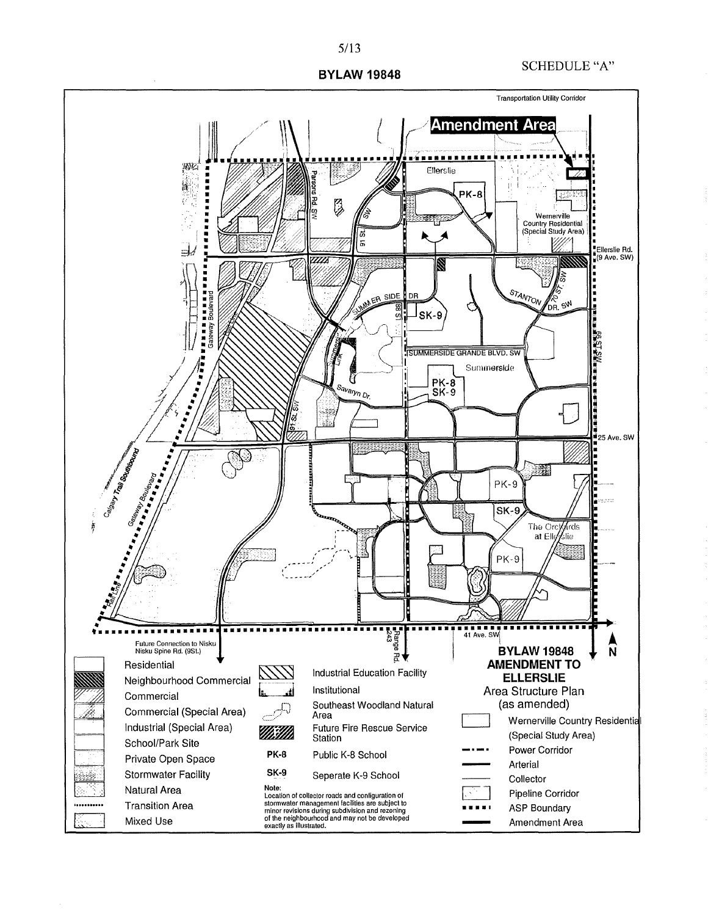**BYLAW 19848**

SCHEDULE "A"

Transportation Utility Corridor

**Amendment Area**

Ellerslie

PK-8

Wernerville Country Residential (Special Study Area)

Ellerslie Rd. (9 Ave. SW)

Parsons Rd. SW

91 St. SW

Gateway Boulevard

SUMMERSIDE DR

88 ST

SK-9

STANTON DR. SW

70 ST. SW

SUMMERSIDE GRANDE BLVD. SW

Summerside

66 ST SW

Summerside Link

Savaryn Dr.

PK-8

SK-9

25 Ave. SW

Calgary Trail Southbound

Gateway Boulevard

PK-9

SK-9

The Orchards at Ellerslie

PK-9

Rail Line

41 Ave. SW

Range Rd. 243

Future Connection to Nisku Nisku Spine Rd. (9St.)

N

**BYLAW 19848 AMENDMENT TO ELLERSLIE**

Area Structure Plan (as amended)

- Residential
- Neighbourhood Commercial
- Commercial
- Commercial (Special Area)
- Industrial (Special Area)
- School/Park Site
- Private Open Space
- Stormwater Facility
- Natural Area
- Transition Area
- Mixed Use
- Industrial Education Facility
- Institutional
- Southeast Woodland Natural Area
- Future Fire Rescue Service Station
- PK-8 Public K-8 School
- SK-9 Seperate K-9 School
- Wernerville Country Residential (Special Study Area)
- Power Corridor
- Arterial
- Collector
- Pipeline Corridor
- ASP Boundary
- Amendment Area

Note:
Location of collector roads and configuration of stormwater management facilities are subject to minor revisions during subdivision and rezoning of the neighbourhood and may not be developed exactly as illustrated.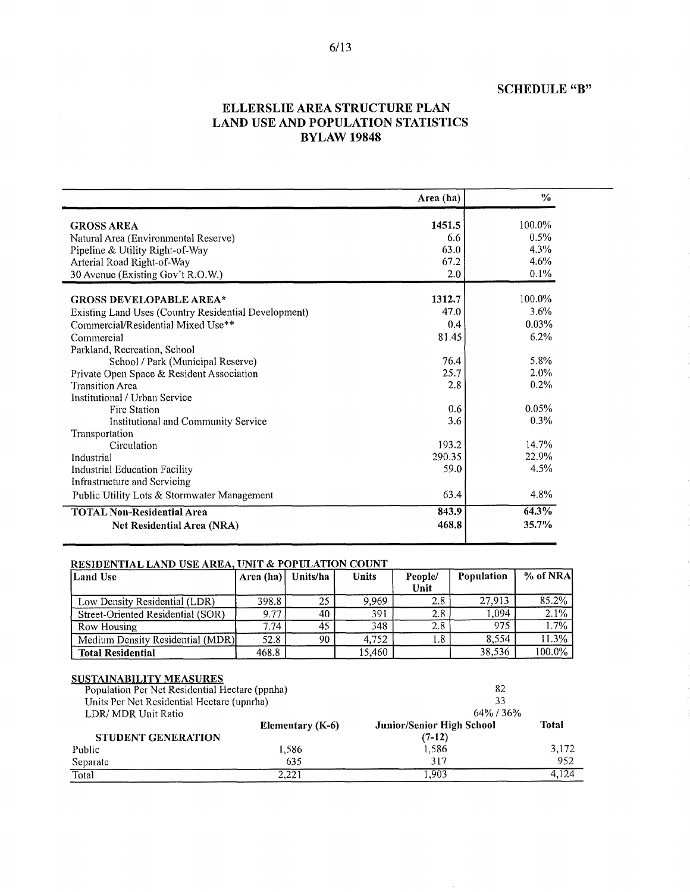**SCHEDULE "B"**

# ELLERSLIE AREA STRUCTURE PLAN
# LAND USE AND POPULATION STATISTICS
# BYLAW 19848

| | Area (ha) | % |
|---|---|---|
| **GROSS AREA** | **1451.5** | 100.0% |
| Natural Area (Environmental Reserve) | 6.6 | 0.5% |
| Pipeline & Utility Right-of-Way | 63.0 | 4.3% |
| Arterial Road Right-of-Way | 67.2 | 4.6% |
| 30 Avenue (Existing Gov't R.O.W.) | 2.0 | 0.1% |
| **GROSS DEVELOPABLE AREA*** | **1312.7** | 100.0% |
| Existing Land Uses (Country Residential Development) | 47.0 | 3.6% |
| Commercial/Residential Mixed Use** | 0.4 | 0.03% |
| Commercial | 81.45 | 6.2% |
| Parkland, Recreation, School | | |
| School / Park (Municipal Reserve) | 76.4 | 5.8% |
| Private Open Space & Resident Association | 25.7 | 2.0% |
| Transition Area | 2.8 | 0.2% |
| Institutional / Urban Service | | |
| Fire Station | 0.6 | 0.05% |
| Institutional and Community Service | 3.6 | 0.3% |
| Transportation | | |
| Circulation | 193.2 | 14.7% |
| Industrial | 290.35 | 22.9% |
| Industrial Education Facility | 59.0 | 4.5% |
| Infrastructure and Servicing | | |
| Public Utility Lots & Stormwater Management | 63.4 | 4.8% |
| **TOTAL Non-Residential Area** | **843.9** | **64.3%** |
| **Net Residential Area (NRA)** | **468.8** | **35.7%** |

**RESIDENTIAL LAND USE AREA, UNIT & POPULATION COUNT**

| Land Use | Area (ha) | Units/ha | Units | People/ Unit | Population | % of NRA |
|---|---|---|---|---|---|---|
| Low Density Residential (LDR) | 398.8 | 25 | 9,969 | 2.8 | 27,913 | 85.2% |
| Street-Oriented Residential (SOR) | 9.77 | 40 | 391 | 2.8 | 1,094 | 2.1% |
| Row Housing | 7.74 | 45 | 348 | 2.8 | 975 | 1.7% |
| Medium Density Residential (MDR) | 52.8 | 90 | 4,752 | 1.8 | 8,554 | 11.3% |
| **Total Residential** | 468.8 | | 15,460 | | 38,536 | 100.0% |

**SUSTAINABILITY MEASURES**

| | |
|---|---|
| Population Per Net Residential Hectare (ppnha) | 82 |
| Units Per Net Residential Hectare (upnrha) | 33 |
| LDR/ MDR Unit Ratio | 64% / 36% |

| STUDENT GENERATION | Elementary (K-6) | Junior/Senior High School (7-12) | Total |
|---|---|---|---|
| Public | 1,586 | 1,586 | 3,172 |
| Separate | 635 | 317 | 952 |
| Total | 2,221 | 1,903 | 4,124 |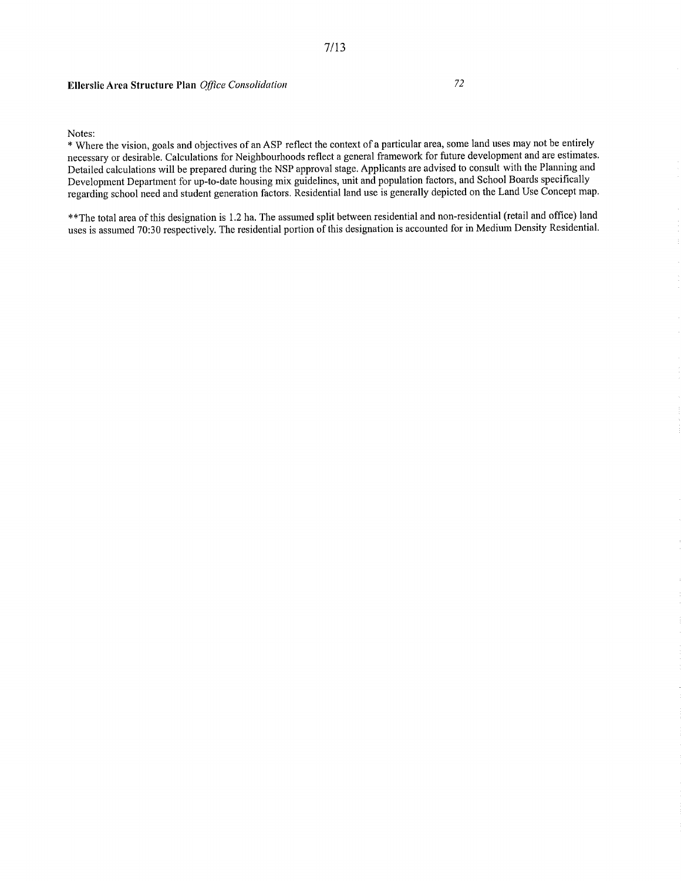Notes:

* Where the vision, goals and objectives of an ASP reflect the context of a particular area, some land uses may not be entirely necessary or desirable. Calculations for Neighbourhoods reflect a general framework for future development and are estimates. Detailed calculations will be prepared during the NSP approval stage. Applicants are advised to consult with the Planning and Development Department for up-to-date housing mix guidelines, unit and population factors, and School Boards specifically regarding school need and student generation factors. Residential land use is generally depicted on the Land Use Concept map.

**The total area of this designation is 1.2 ha. The assumed split between residential and non-residential (retail and office) land uses is assumed 70:30 respectively. The residential portion of this designation is accounted for in Medium Density Residential.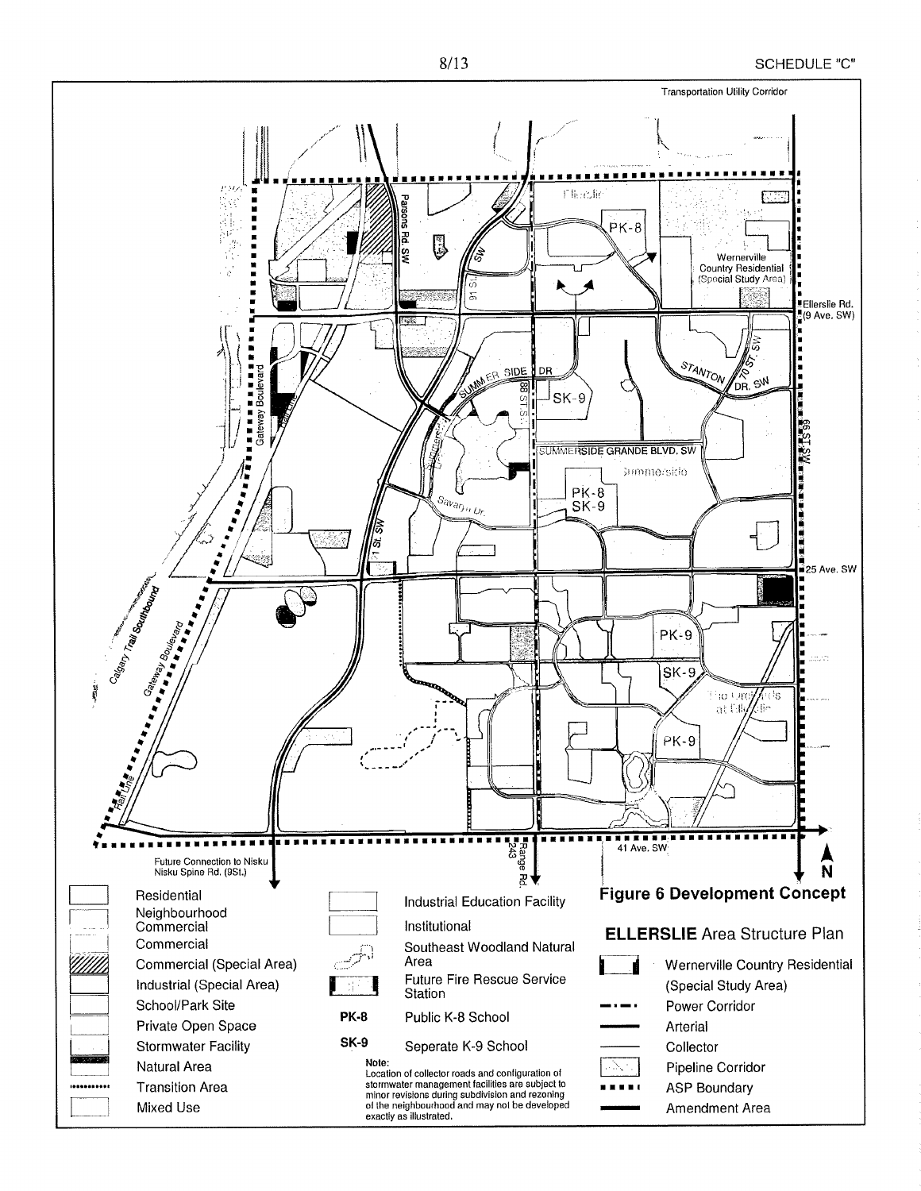SCHEDULE "C"

Transportation Utility Corridor

Ellerslie

PK-8

Wernerville Country Residential (Special Study Area)

Ellerslie Rd. (9 Ave. SW)

Parsons Rd. SW

91 St. SW

Gateway Boulevard

Rail Line

SUMMERSIDE DR

88 ST. SW

SK-9

STANTON DR. SW

70 ST. SW

SUMMERSIDE GRANDE BLVD. SW

Summerside

PK-8
SK-9

Savaryn Dr.

91 St. SW

66 ST. SW

25 Ave. SW

Calgary Trail Southbound

Gateway Boulevard

PK-9

SK-9

The Orchards at Ellerslie

PK-9

Rail Line

41 Ave. SW

Future Connection to Nisku Nisku Spine Rd. (9St.)

Range Rd. 243

N

## Figure 6 Development Concept

## ELLERSLIE Area Structure Plan

- Residential
- Neighbourhood Commercial
- Commercial
- Commercial (Special Area)
- Industrial (Special Area)
- School/Park Site
- Private Open Space
- Stormwater Facility
- Natural Area
- Transition Area
- Mixed Use
- Industrial Education Facility
- Institutional
- Southeast Woodland Natural Area
- Future Fire Rescue Service Station
- **PK-8** Public K-8 School
- **SK-9** Seperate K-9 School
- Wernerville Country Residential (Special Study Area)
- Power Corridor
- Arterial
- Collector
- Pipeline Corridor
- ASP Boundary
- Amendment Area

Note:
Location of collector roads and configuration of stormwater management facilities are subject to minor revisions during subdivision and rezoning of the neighbourhood and may not be developed exactly as illustrated.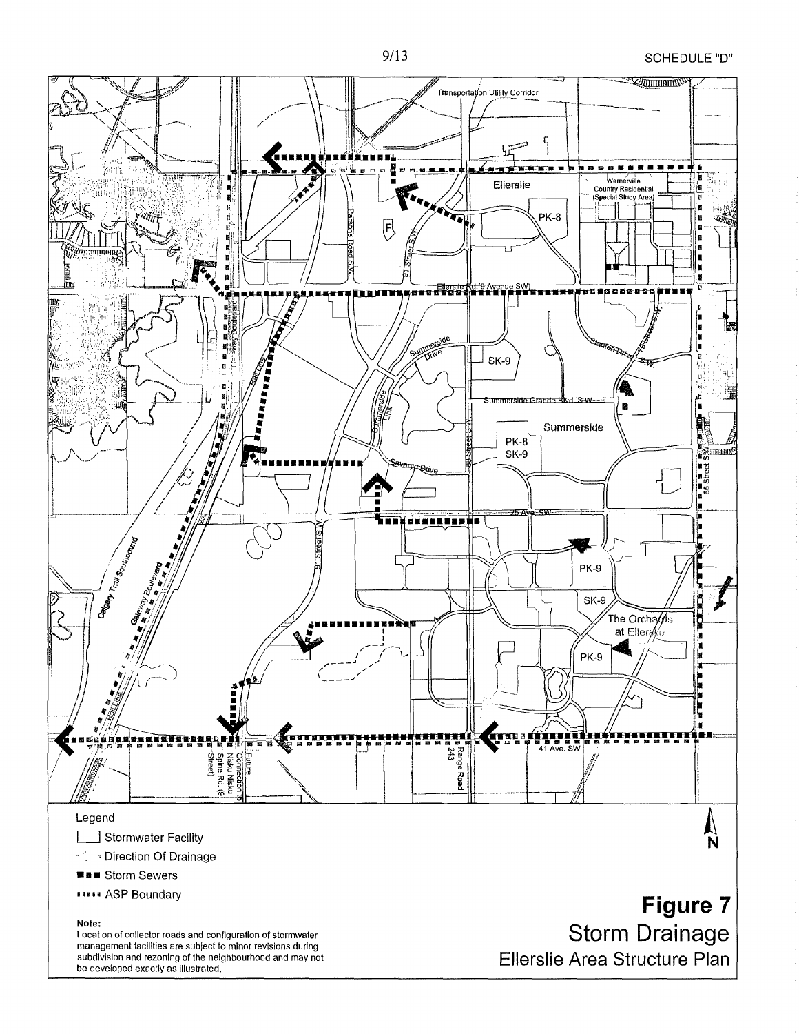SCHEDULE "D"

Transportation Utility Corridor

Ellerslie

Wernerville Country Residential (Special Study Area)

PK-8

Parsons Road S.W.

91 Street S.W.

Ellerslie Rd (9 Avenue SW)

Gateway Boulevard

Rail Line

Summerside Drive

Summerside Link

SK-9

Stanton Drive S.W.

Summerside Grande Blvd. S.W.

Summerside

PK-8
SK-9

Savaryn Drive

88 Street S.W.

66 Street S.W.

25 Ave. SW

PK-9

SK-9

The Orchards at Ellerslie

PK-9

Calgary Trail Southbound

Gateway Boulevard

Rail Line

91 Street S.W.

41 Ave. SW

Future Connection to Nisku Nisku Spine Rd. (9 Street)

Range Road 243

Legend

- Stormwater Facility
- Direction Of Drainage
- Storm Sewers
- ASP Boundary

N

**Note:**
Location of collector roads and configuration of stormwater management facilities are subject to minor revisions during subdivision and rezoning of the neighbourhood and may not be developed exactly as illustrated.

# Figure 7
## Storm Drainage
### Ellerslie Area Structure Plan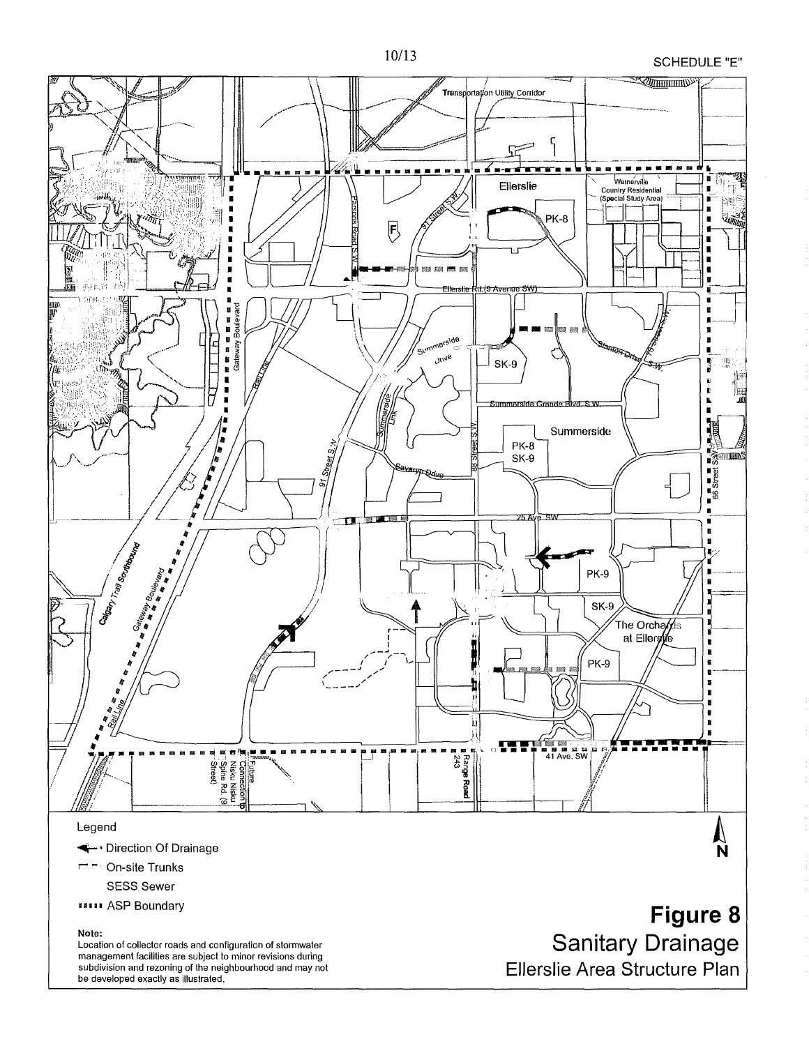SCHEDULE "E"

Transportation Utility Corridor

Ellerslie

Wernerville Country Residential (Special Study Area)

PK-8

F

Parsons Road S.W.

91 Street S.W.

Ellerslie Rd.(9 Avenue SW)

Gateway Boulevard

Rail Line

Summerside Drive

SK-9

Stanton Drive S.W.

79 Street S.W.

Summerside Grande Blvd. S.W.

Summerside Link

Summerside

PK-8

SK-9

91 Street S.W.

Savaryn Drive

66 Street S.W.

25 Ave. SW

Calgary Trail Southbound

Gateway Boulevard

PK-9

SK-9

The Orchards at Ellerslie

PK-9

Rail Line

41 Ave. SW

Future Connection to Nisku Nisku Spine Rd. (9 Street)

Range Road 243

Legend

- Direction Of Drainage
- On-site Trunks
- SESS Sewer
- ASP Boundary

**Note:**
Location of collector roads and configuration of stormwater management facilities are subject to minor revisions during subdivision and rezoning of the neighbourhood and may not be developed exactly as illustrated.

N

# Figure 8

## Sanitary Drainage

### Ellerslie Area Structure Plan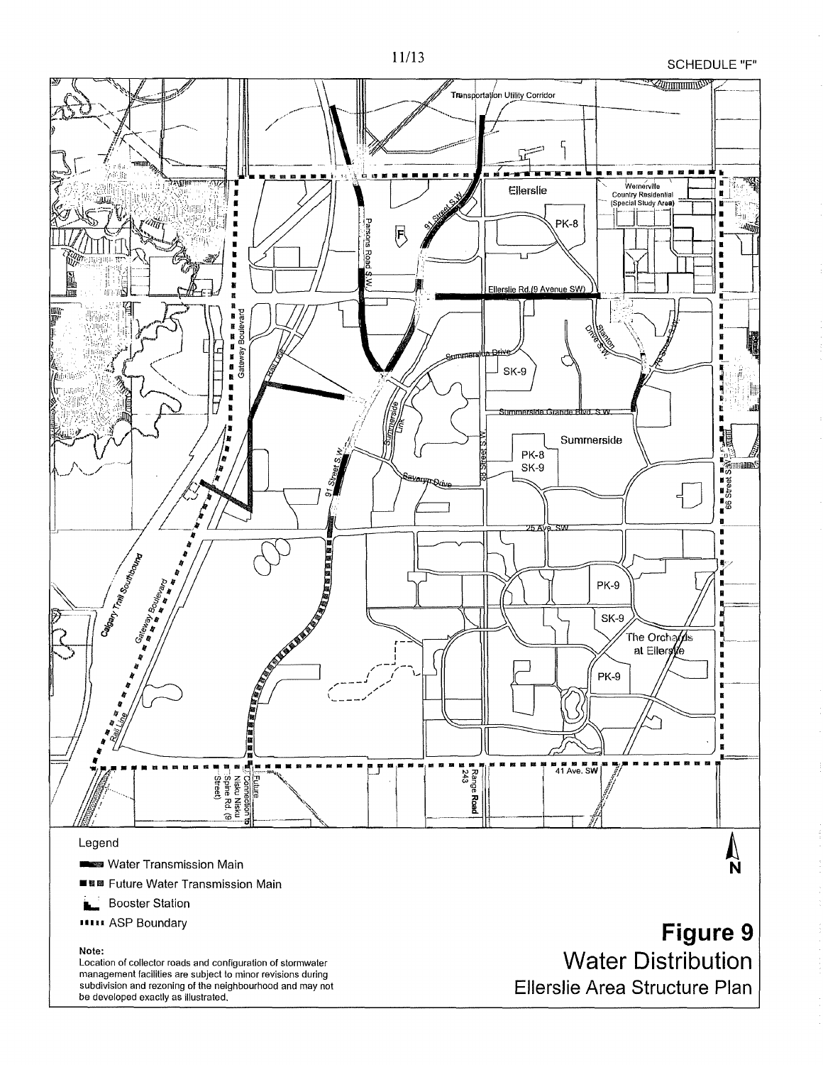SCHEDULE "F"

Transportation Utility Corridor

Ellerslie

Wernerville Country Residential (Special Study Area)

PK-8

Parsons Road S.W.

91 Street S.W.

Ellerslie Rd.(9 Avenue SW)

Gateway Boulevard

Rail Line

Summerside Drive

SK-9

Stanton Drive S.W.

70 Street S.W.

Summerside Grande Blvd. S.W.

Summerside Link

88 Street S.W.

Summerside

PK-8
SK-9

Savaryn Drive

91 Street S.W.

66 Street S.W.

25 Ave. SW

Calgary Trail Southbound

Gateway Boulevard

PK-9

SK-9

The Orchards at Ellerslie

PK-9

Rail Line

Future Connection to Nisku Spine Rd. (9 Street)

Range Road 243

41 Ave. SW

Legend

- Water Transmission Main
- Future Water Transmission Main
- Booster Station
- ASP Boundary

**Note:**
Location of collector roads and configuration of stormwater management facilities are subject to minor revisions during subdivision and rezoning of the neighbourhood and may not be developed exactly as illustrated.

N

# Figure 9
## Water Distribution
### Ellerslie Area Structure Plan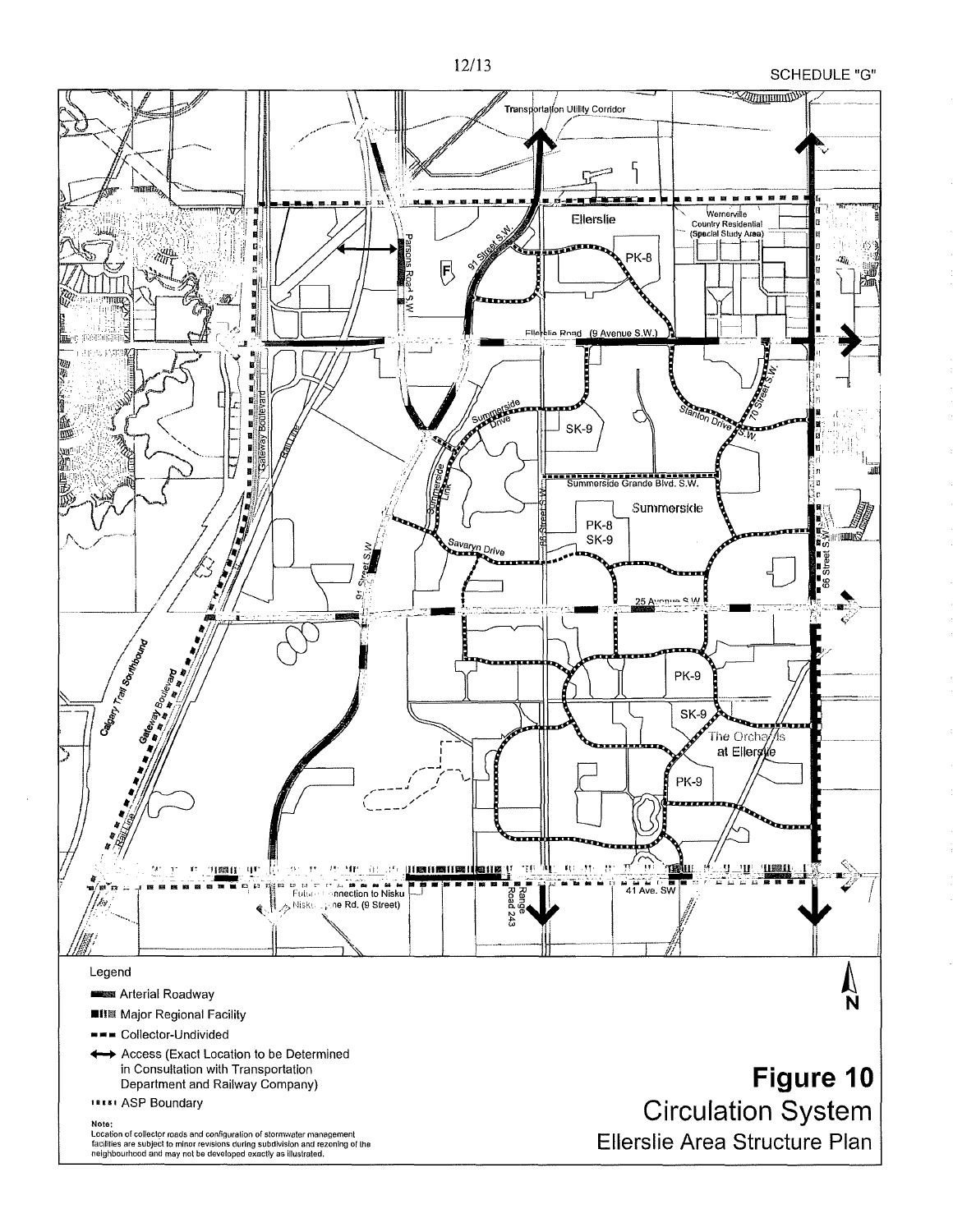SCHEDULE "G"

Transportation Utility Corridor

Ellerslie

Wernerville Country Residential (Special Study Area)

Parsons Road S.W.

91 Street S.W.

PK-8

F

Ellerslie Road (9 Avenue S.W.)

Gateway Boulevard

Rail Line

Summerside Drive

SK-9

Stanton Drive S.W.

70 Street S.W.

Summerside Link

Summerside Grande Blvd. S.W.

66 Street S.W.

Summerside

PK-8
SK-9

Savaryn Drive

91 Street S.W.

66 Street S.W.

25 Avenue S.W.

Calgary Trail Southbound

Gateway Boulevard

PK-9

SK-9

The Orchards at Ellerslie

PK-9

Rail Line

Future Connection to Nisku
Nisku Spine Rd. (9 Street)

Range Road 243

41 Ave. SW

Legend

- Arterial Roadway
- Major Regional Facility
- Collector-Undivided
- Access (Exact Location to be Determined in Consultation with Transportation Department and Railway Company)
- ASP Boundary

Note:
Location of collector roads and configuration of stormwater management facilities are subject to minor revisions during subdivision and rezoning of the neighbourhood and may not be developed exactly as illustrated.

N

**Figure 10**
Circulation System
Ellerslie Area Structure Plan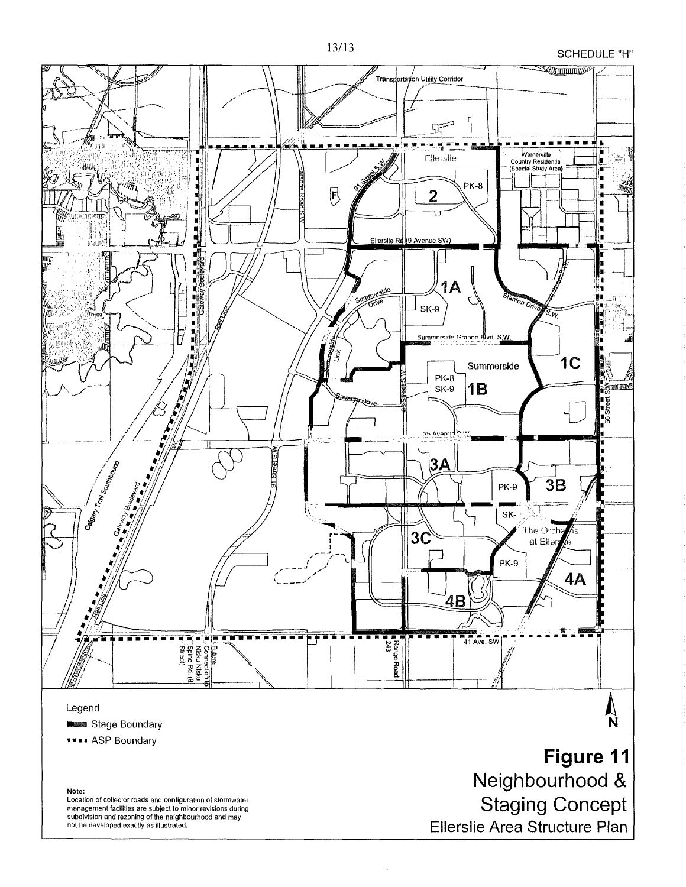SCHEDULE "H"

Transportation Utility Corridor

Ellerslie

Wernerville Country Residential (Special Study Area)

PK-8

2

F

91 Street S.W.

Parsons Road S.W.

Ellerslie Rd (9 Avenue SW)

1A

Summerside Drive

SK-9

Stanton Drive S.W.

Summerside Grande Blvd. S.W.

Summerside Link

Summerside

PK-8 SK-9

1B

1C

Savaryn Drive

66 Street S.W.

25 Avenue S.W.

3A

PK-9

3B

SK-9

The Orchards at Ellerslie

3C

PK-9

4A

4B

41 Ave. SW

Gateway Boulevard

Rail Line

Calgary Trail Southbound

Future Connection to Nisku Spine Rd. (9 Street)

Range Road 243

Legend

Stage Boundary

ASP Boundary

N

# Figure 11

## Neighbourhood & Staging Concept

Ellerslie Area Structure Plan

**Note:**
Location of collector roads and configuration of stormwater management facilities are subject to minor revisions during subdivision and rezoning of the neighbourhood and may not be developed exactly as illustrated.